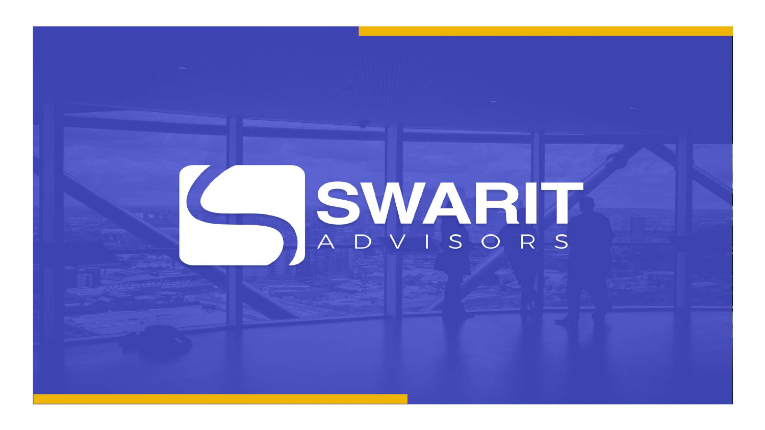# SWARIT

ADVISORS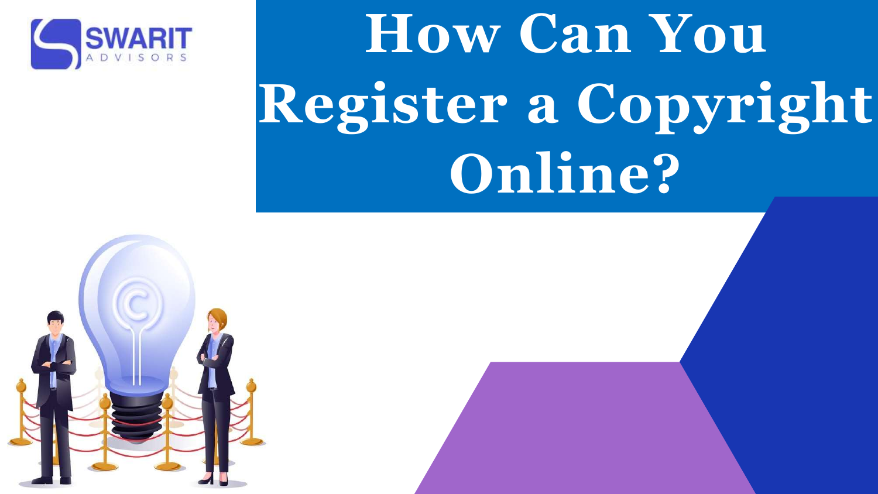# How Can You Register a Copyright Online?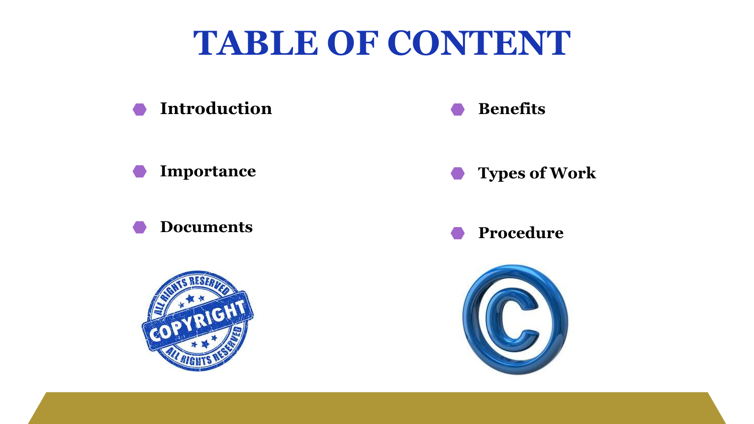# TABLE OF CONTENT

- **Introduction**
- **Importance**
- **Documents**
- **Benefits**
- **Types of Work**
- **Procedure**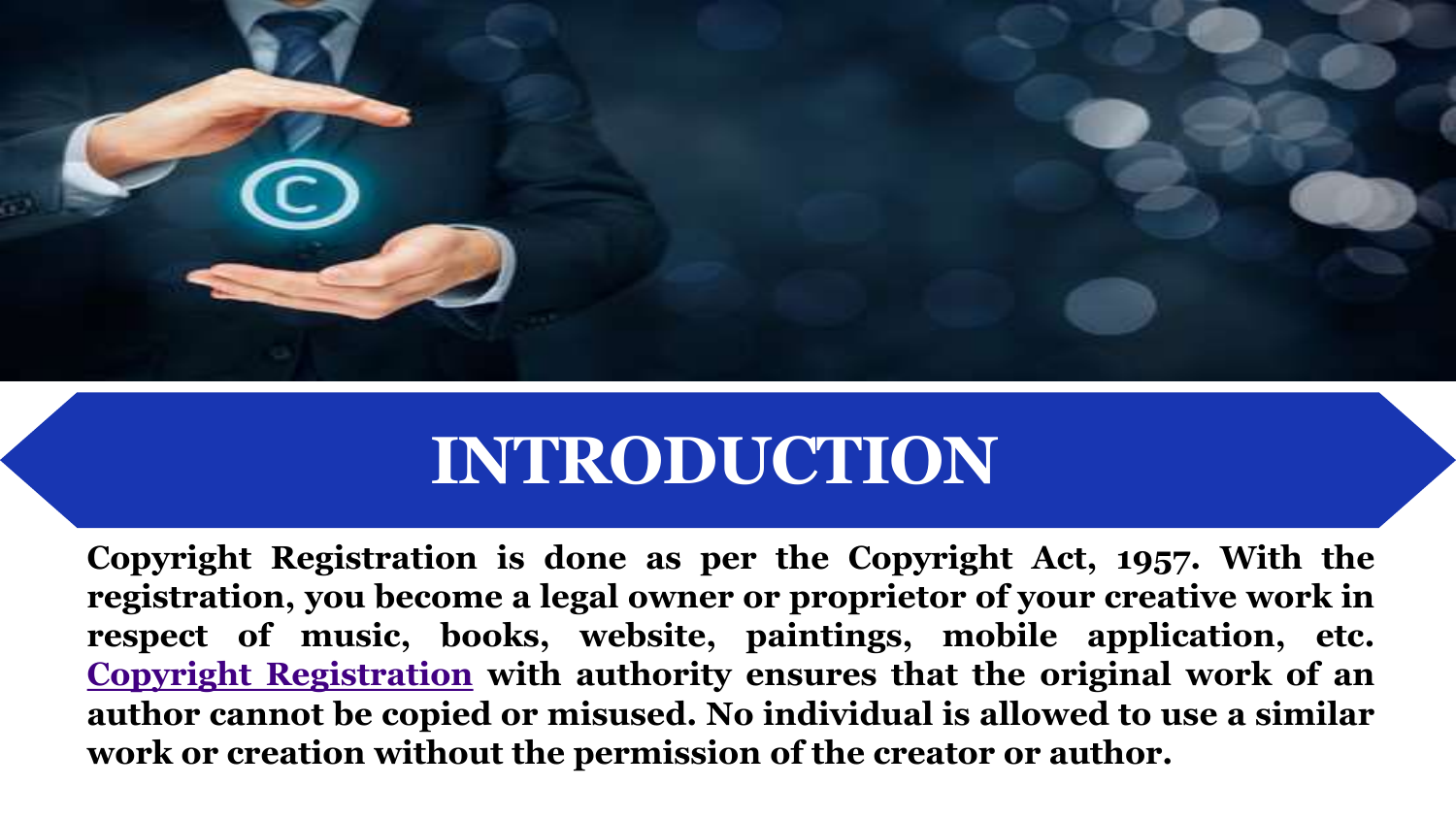# INTRODUCTION

**Copyright Registration is done as per the Copyright Act, 1957. With the registration, you become a legal owner or proprietor of your creative work in respect of music, books, website, paintings, mobile application, etc. Copyright Registration with authority ensures that the original work of an author cannot be copied or misused. No individual is allowed to use a similar work or creation without the permission of the creator or author.**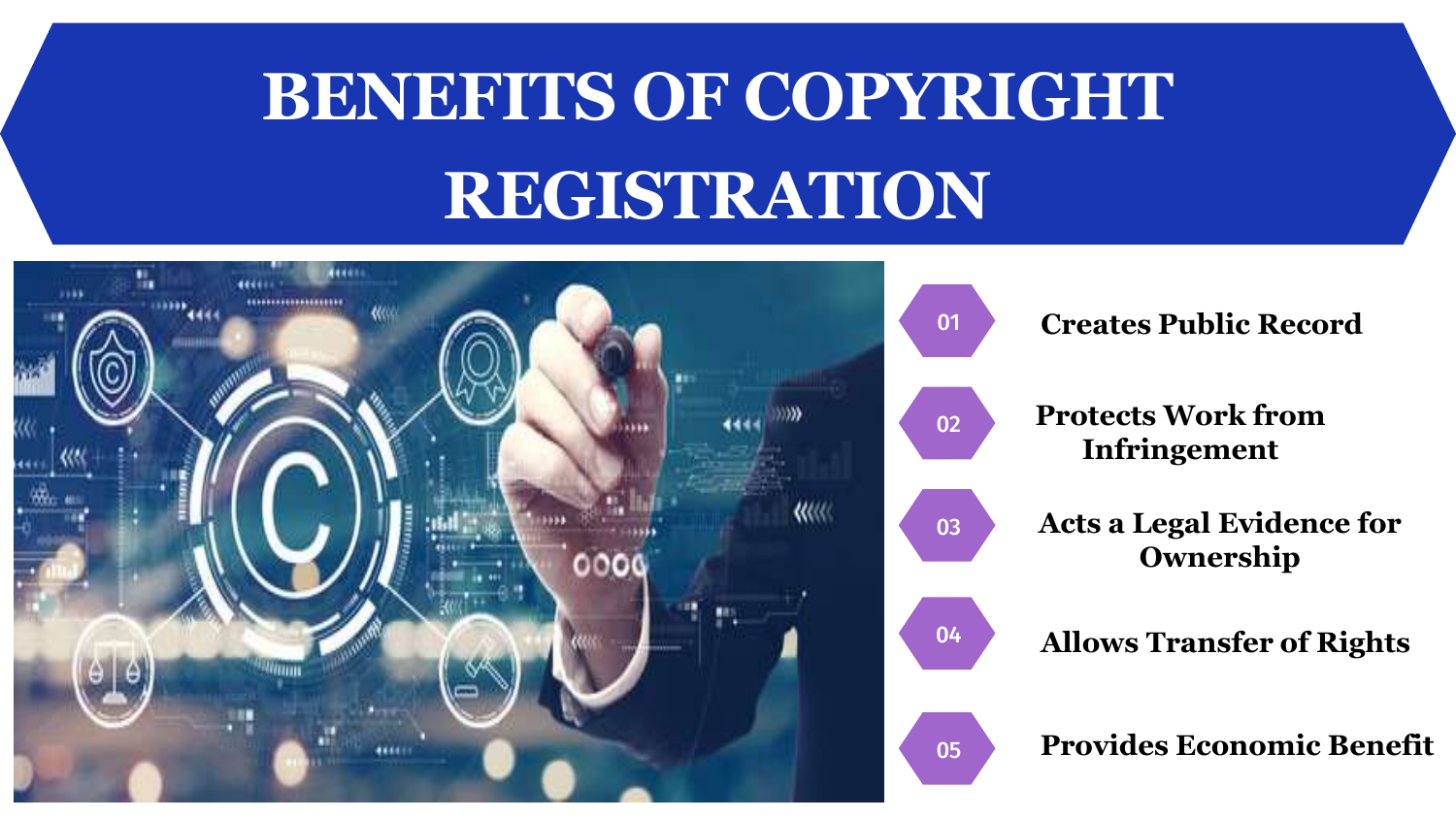# BENEFITS OF COPYRIGHT REGISTRATION

- 01 **Creates Public Record**
- 02 **Protects Work from Infringement**
- 03 **Acts a Legal Evidence for Ownership**
- 04 **Allows Transfer of Rights**
- 05 **Provides Economic Benefit**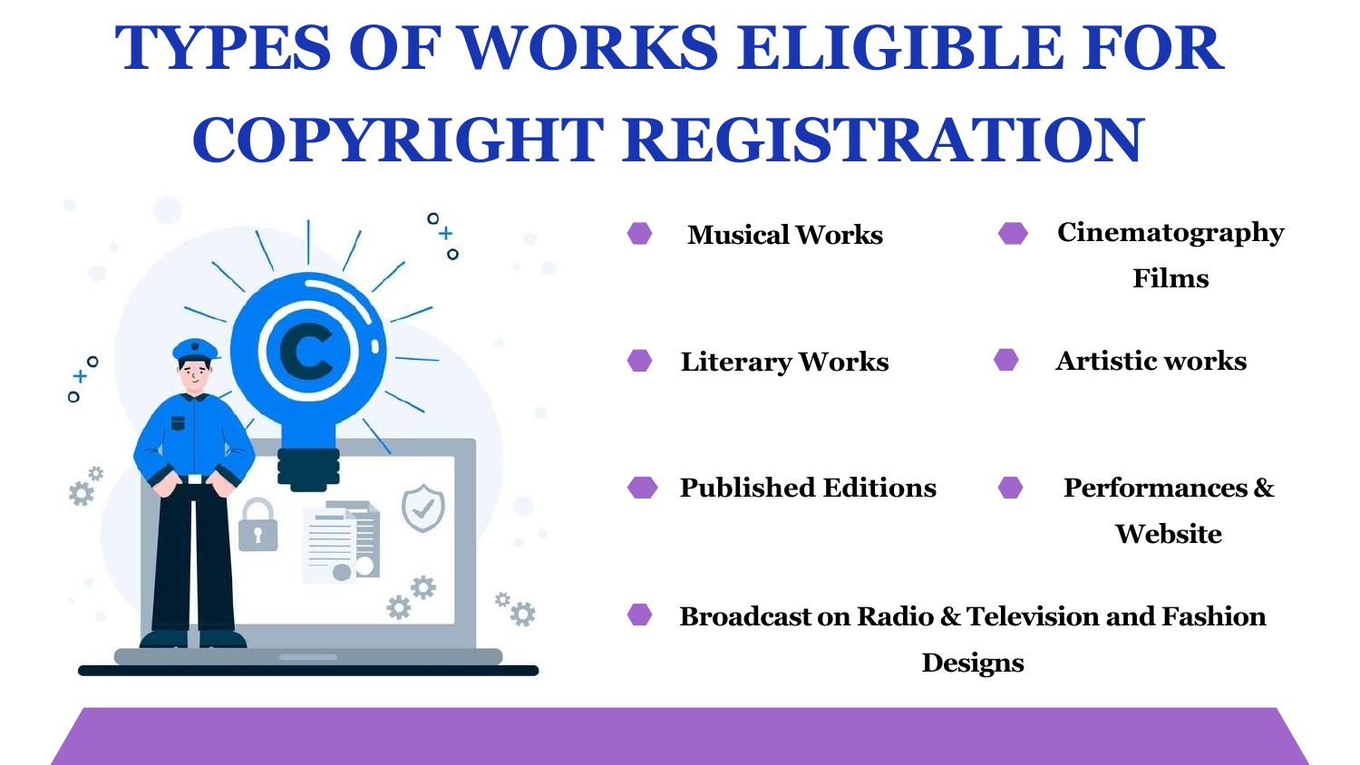# TYPES OF WORKS ELIGIBLE FOR COPYRIGHT REGISTRATION

- Musical Works
- Cinematography Films
- Literary Works
- Artistic works
- Published Editions
- Performances & Website
- Broadcast on Radio & Television and Fashion Designs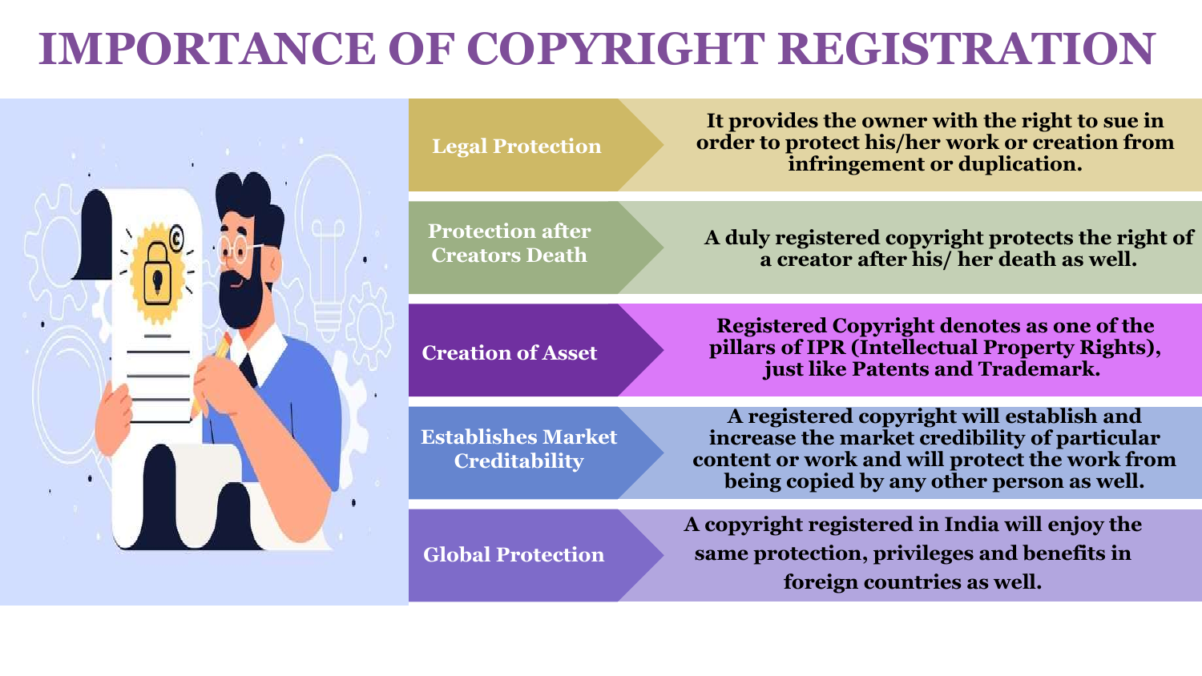# IMPORTANCE OF COPYRIGHT REGISTRATION

| | |
|---|---|
| **Legal Protection** | **It provides the owner with the right to sue in order to protect his/her work or creation from infringement or duplication.** |
| **Protection after Creators Death** | **A duly registered copyright protects the right of a creator after his/ her death as well.** |
| **Creation of Asset** | **Registered Copyright denotes as one of the pillars of IPR (Intellectual Property Rights), just like Patents and Trademark.** |
| **Establishes Market Creditability** | **A registered copyright will establish and increase the market credibility of particular content or work and will protect the work from being copied by any other person as well.** |
| **Global Protection** | **A copyright registered in India will enjoy the same protection, privileges and benefits in foreign countries as well.** |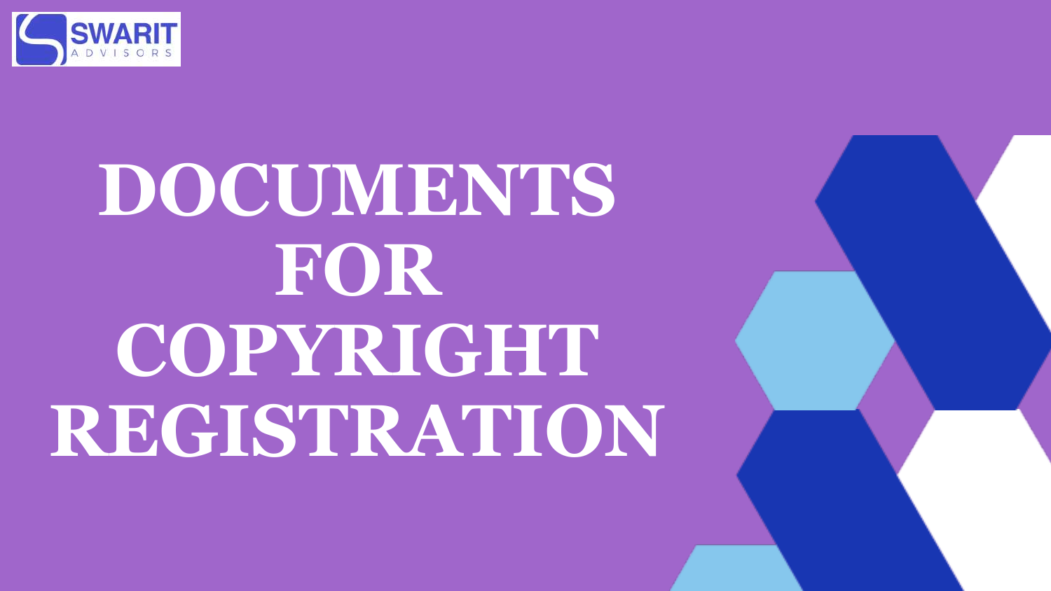# DOCUMENTS FOR COPYRIGHT REGISTRATION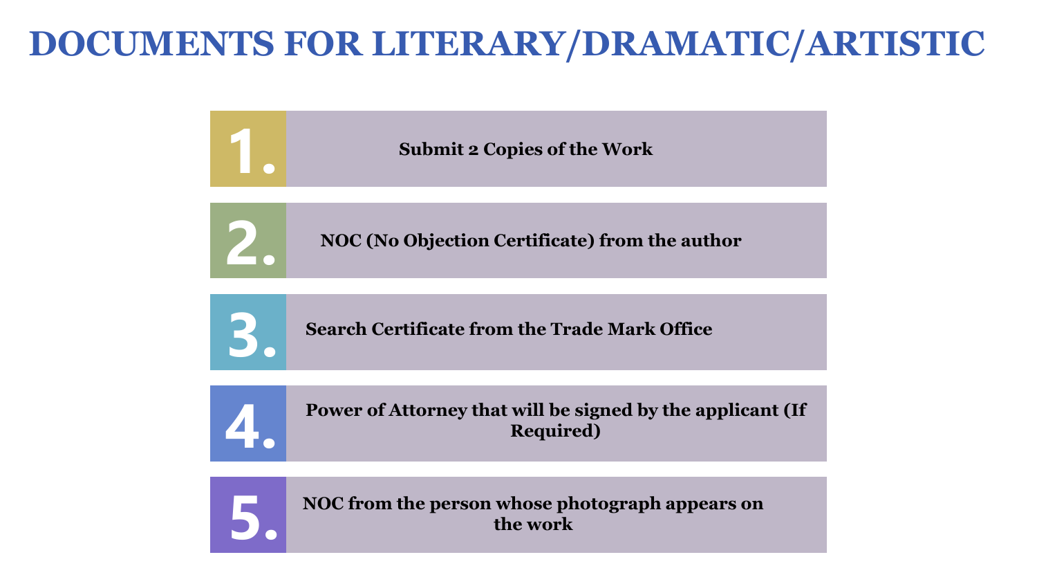# DOCUMENTS FOR LITERARY/DRAMATIC/ARTISTIC

1. **Submit 2 Copies of the Work**
2. **NOC (No Objection Certificate) from the author**
3. **Search Certificate from the Trade Mark Office**
4. **Power of Attorney that will be signed by the applicant (If Required)**
5. **NOC from the person whose photograph appears on the work**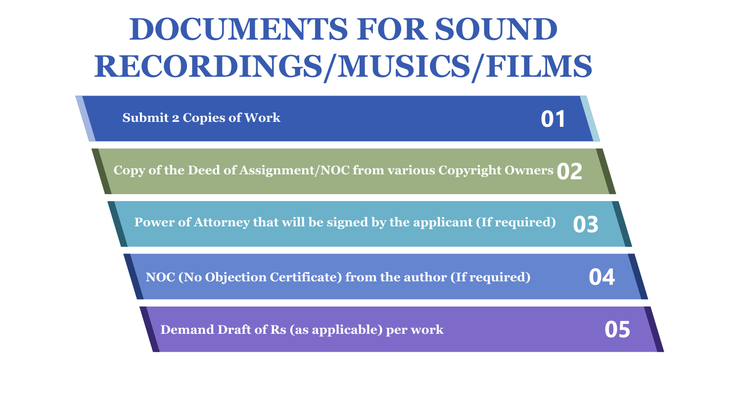# DOCUMENTS FOR SOUND RECORDINGS/MUSICS/FILMS

01. Submit 2 Copies of Work
02. Copy of the Deed of Assignment/NOC from various Copyright Owners
03. Power of Attorney that will be signed by the applicant (If required)
04. NOC (No Objection Certificate) from the author (If required)
05. Demand Draft of Rs (as applicable) per work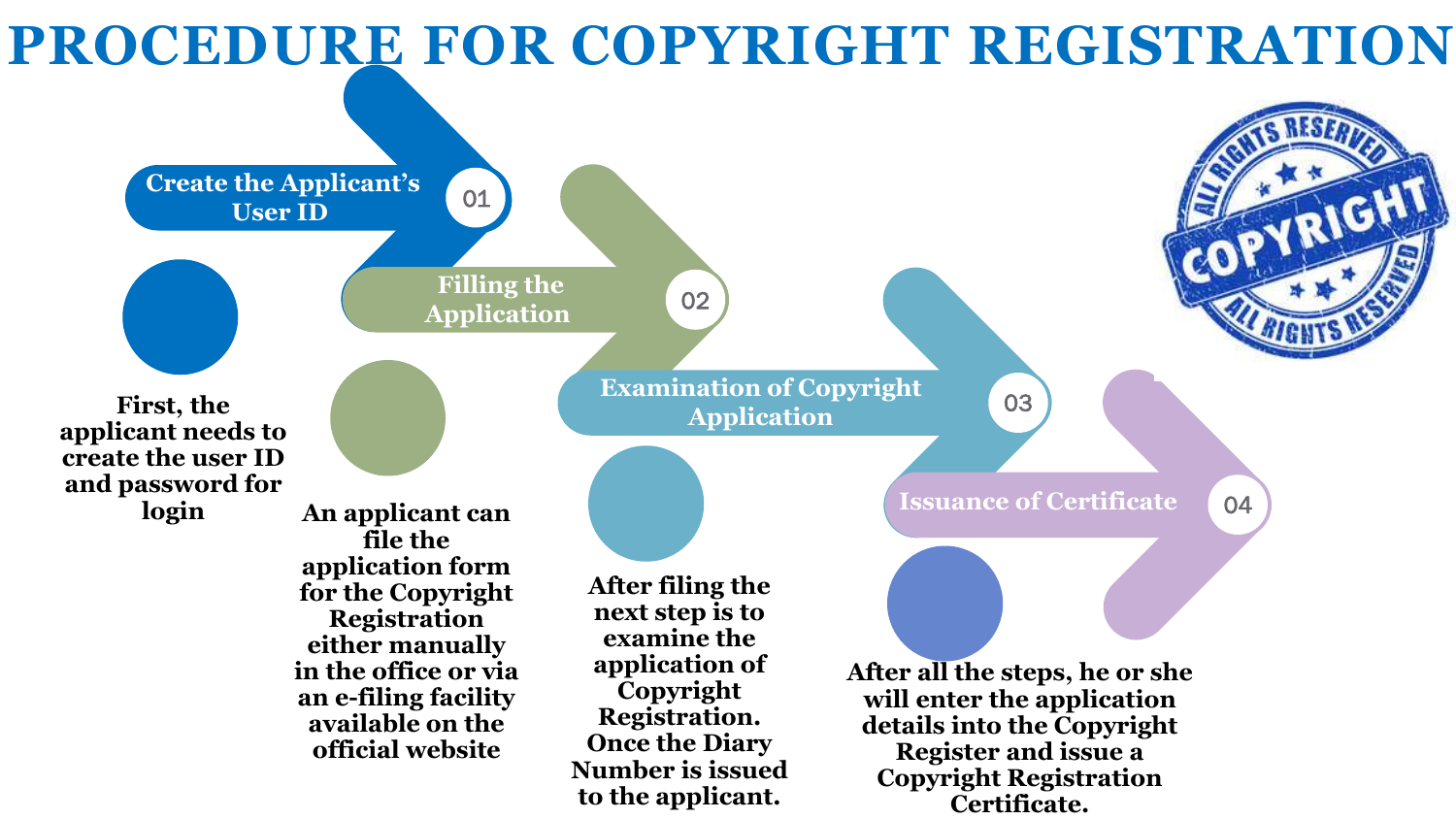# PROCEDURE FOR COPYRIGHT REGISTRATION

## 01 Create the Applicant's User ID

First, the applicant needs to create the user ID and password for login

## 02 Filling the Application

An applicant can file the application form for the Copyright Registration either manually in the office or via an e-filing facility available on the official website

## 03 Examination of Copyright Application

After filing the next step is to examine the application of Copyright Registration. Once the Diary Number is issued to the applicant.

## 04 Issuance of Certificate

After all the steps, he or she will enter the application details into the Copyright Register and issue a Copyright Registration Certificate.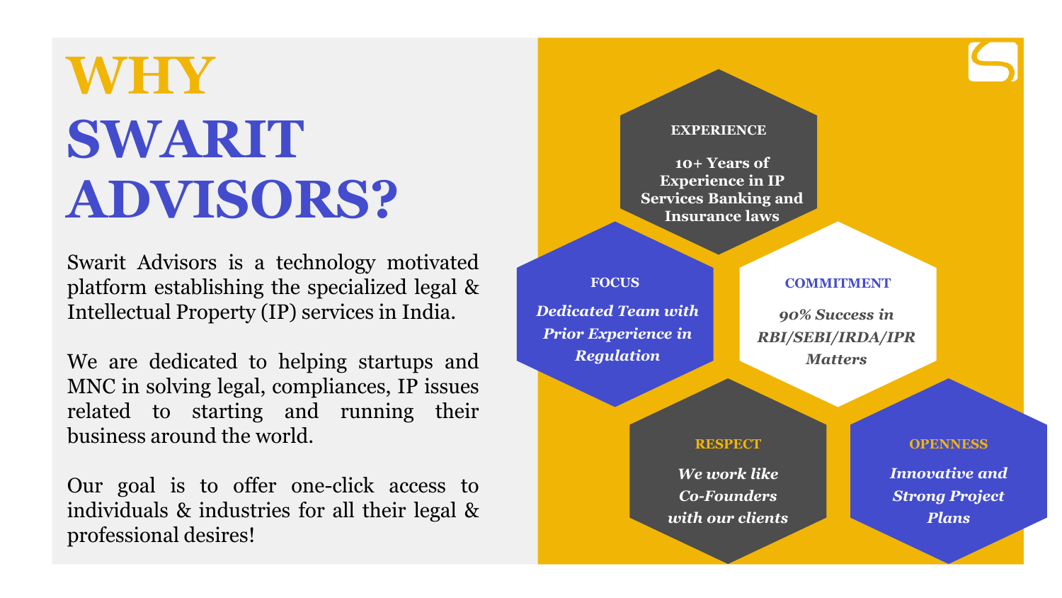# WHY SWARIT ADVISORS?

Swarit Advisors is a technology motivated platform establishing the specialized legal & Intellectual Property (IP) services in India.

We are dedicated to helping startups and MNC in solving legal, compliances, IP issues related to starting and running their business around the world.

Our goal is to offer one-click access to individuals & industries for all their legal & professional desires!

**EXPERIENCE**

**10+ Years of Experience in IP Services Banking and Insurance laws**

**FOCUS**

***Dedicated Team with Prior Experience in Regulation***

**COMMITMENT**

***90% Success in RBI/SEBI/IRDA/IPR Matters***

**RESPECT**

***We work like Co-Founders with our clients***

**OPENNESS**

***Innovative and Strong Project Plans***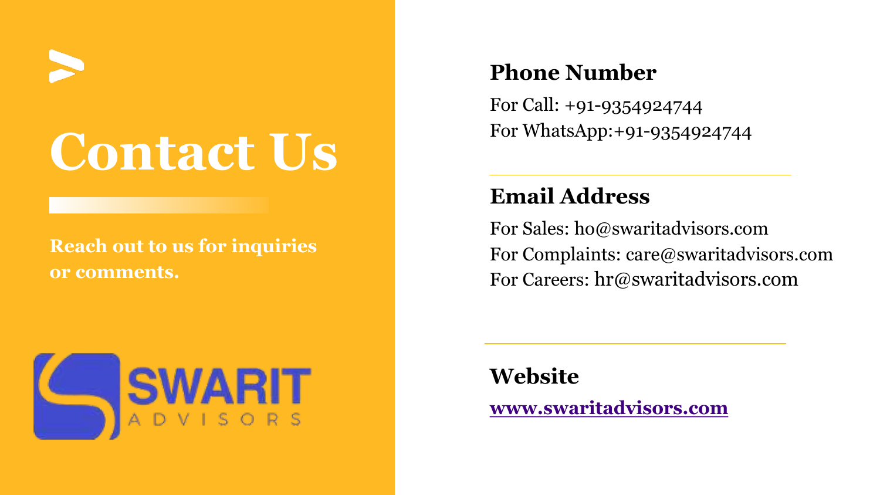# Contact Us

**Reach out to us for inquiries or comments.**

## Phone Number

For Call: +91-9354924744
For WhatsApp:+91-9354924744

## Email Address

For Sales: ho@swaritadvisors.com
For Complaints: care@swaritadvisors.com
For Careers: hr@swaritadvisors.com

## Website

**www.swaritadvisors.com**